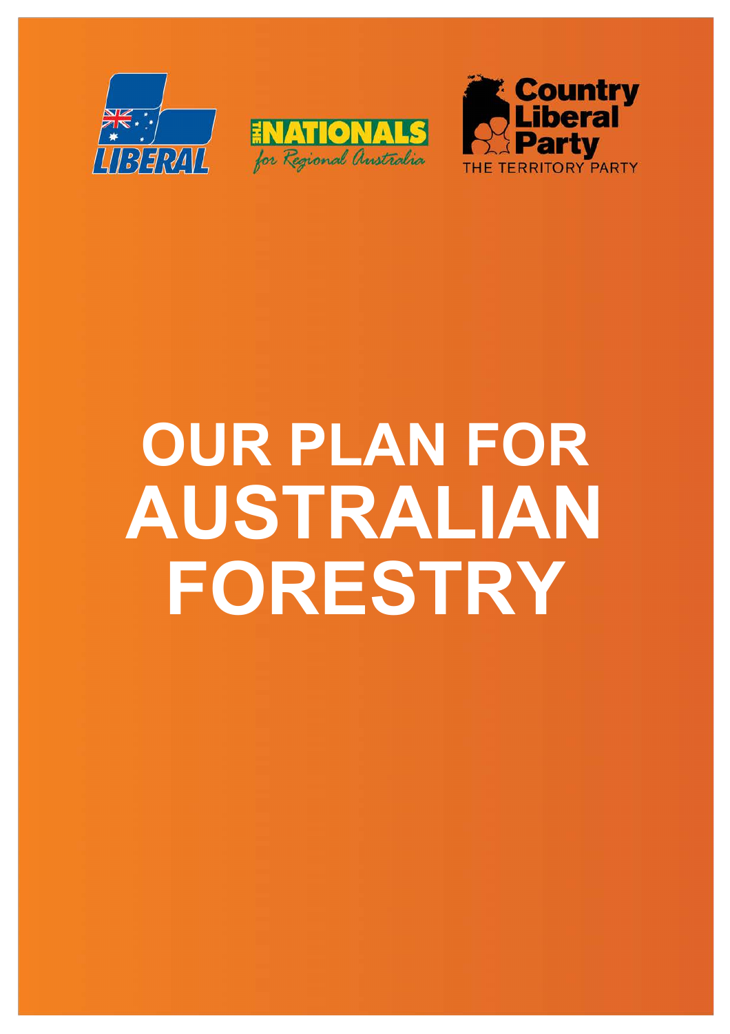LIBERAL

THE NATIONALS for Regional Australia

Country Liberal Party THE TERRITORY PARTY

# OUR PLAN FOR AUSTRALIAN FORESTRY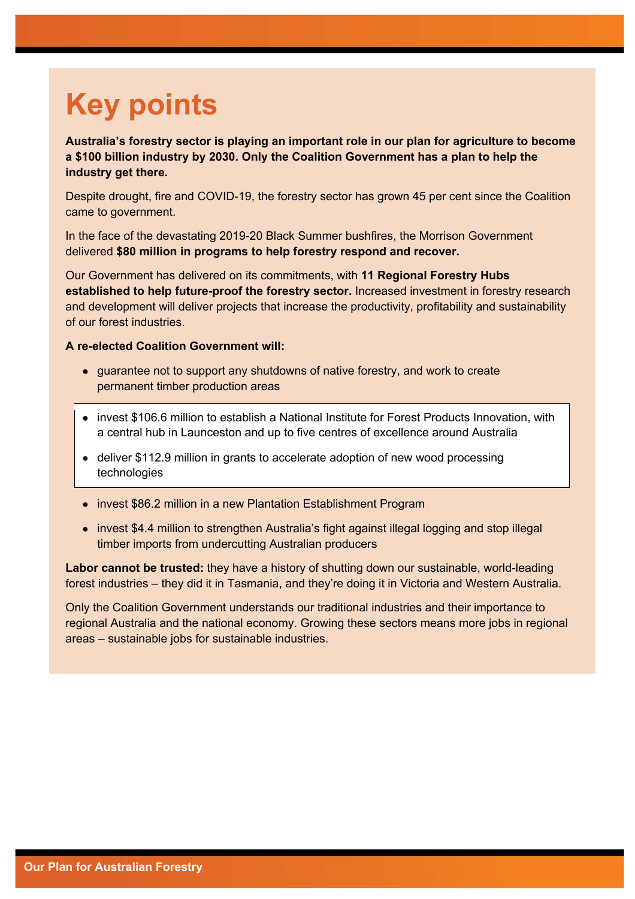# Key points

**Australia's forestry sector is playing an important role in our plan for agriculture to become a $100 billion industry by 2030. Only the Coalition Government has a plan to help the industry get there.**

Despite drought, fire and COVID-19, the forestry sector has grown 45 per cent since the Coalition came to government.

In the face of the devastating 2019-20 Black Summer bushfires, the Morrison Government delivered **$80 million in programs to help forestry respond and recover.**

Our Government has delivered on its commitments, with **11 Regional Forestry Hubs established to help future-proof the forestry sector.** Increased investment in forestry research and development will deliver projects that increase the productivity, profitability and sustainability of our forest industries.

**A re-elected Coalition Government will:**

- guarantee not to support any shutdowns of native forestry, and work to create permanent timber production areas
- invest $106.6 million to establish a National Institute for Forest Products Innovation, with a central hub in Launceston and up to five centres of excellence around Australia
- deliver $112.9 million in grants to accelerate adoption of new wood processing technologies
- invest $86.2 million in a new Plantation Establishment Program
- invest $4.4 million to strengthen Australia's fight against illegal logging and stop illegal timber imports from undercutting Australian producers

**Labor cannot be trusted:** they have a history of shutting down our sustainable, world-leading forest industries – they did it in Tasmania, and they're doing it in Victoria and Western Australia.

Only the Coalition Government understands our traditional industries and their importance to regional Australia and the national economy. Growing these sectors means more jobs in regional areas – sustainable jobs for sustainable industries.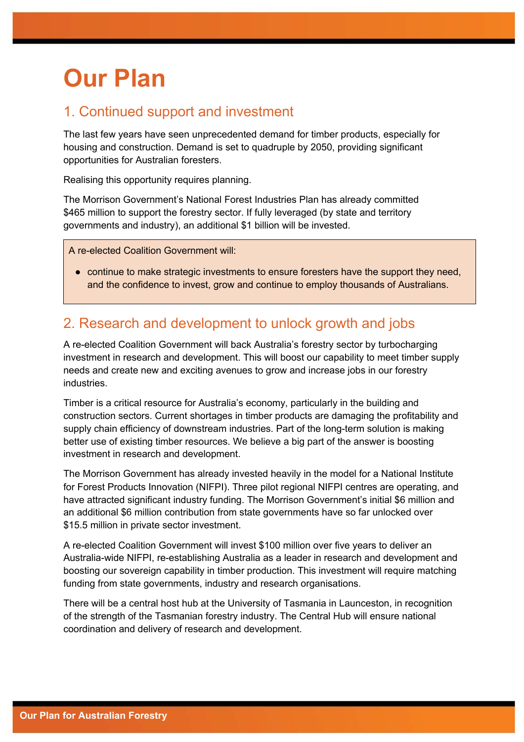# Our Plan

## 1. Continued support and investment

The last few years have seen unprecedented demand for timber products, especially for housing and construction. Demand is set to quadruple by 2050, providing significant opportunities for Australian foresters.

Realising this opportunity requires planning.

The Morrison Government's National Forest Industries Plan has already committed $465 million to support the forestry sector. If fully leveraged (by state and territory governments and industry), an additional $1 billion will be invested.

> A re-elected Coalition Government will:
>
> - continue to make strategic investments to ensure foresters have the support they need, and the confidence to invest, grow and continue to employ thousands of Australians.

## 2. Research and development to unlock growth and jobs

A re-elected Coalition Government will back Australia's forestry sector by turbocharging investment in research and development. This will boost our capability to meet timber supply needs and create new and exciting avenues to grow and increase jobs in our forestry industries.

Timber is a critical resource for Australia's economy, particularly in the building and construction sectors. Current shortages in timber products are damaging the profitability and supply chain efficiency of downstream industries. Part of the long-term solution is making better use of existing timber resources. We believe a big part of the answer is boosting investment in research and development.

The Morrison Government has already invested heavily in the model for a National Institute for Forest Products Innovation (NIFPI). Three pilot regional NIFPI centres are operating, and have attracted significant industry funding. The Morrison Government's initial $6 million and an additional $6 million contribution from state governments have so far unlocked over $15.5 million in private sector investment.

A re-elected Coalition Government will invest $100 million over five years to deliver an Australia-wide NIFPI, re-establishing Australia as a leader in research and development and boosting our sovereign capability in timber production. This investment will require matching funding from state governments, industry and research organisations.

There will be a central host hub at the University of Tasmania in Launceston, in recognition of the strength of the Tasmanian forestry industry. The Central Hub will ensure national coordination and delivery of research and development.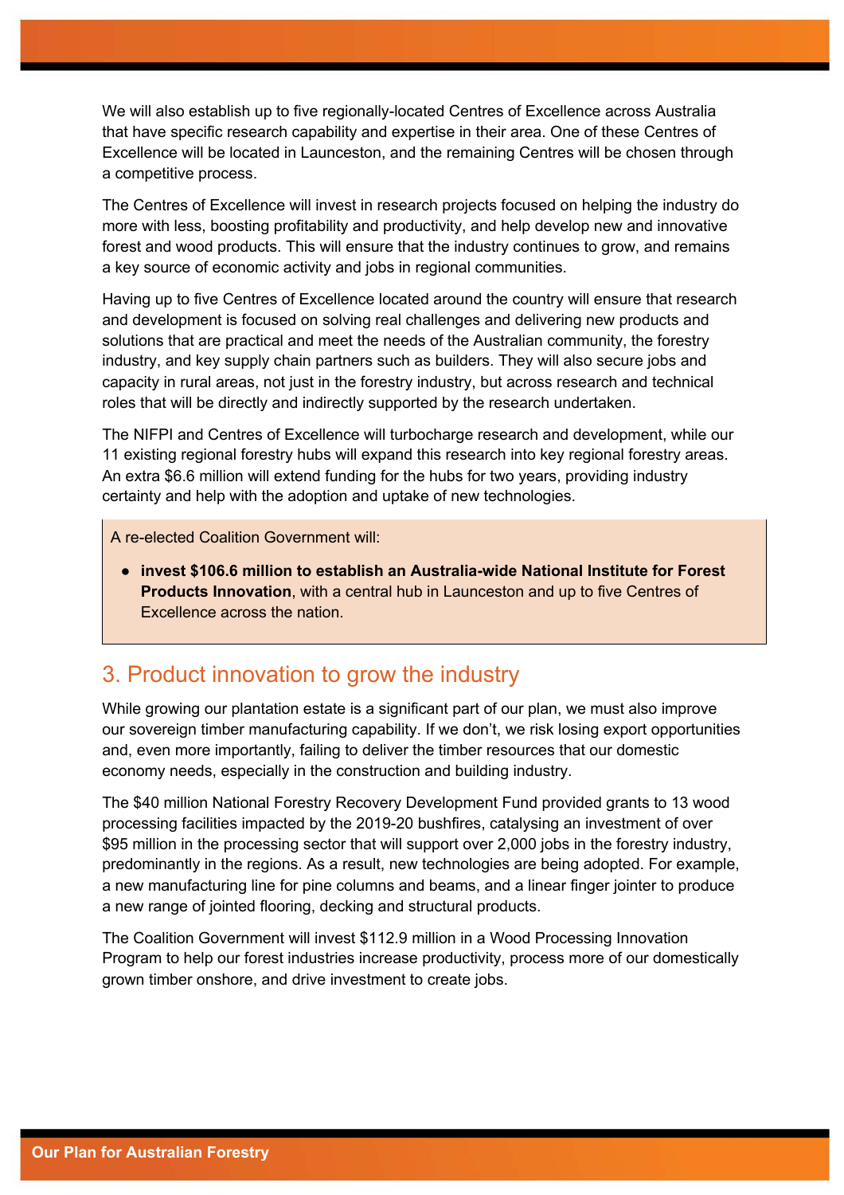We will also establish up to five regionally-located Centres of Excellence across Australia that have specific research capability and expertise in their area. One of these Centres of Excellence will be located in Launceston, and the remaining Centres will be chosen through a competitive process.

The Centres of Excellence will invest in research projects focused on helping the industry do more with less, boosting profitability and productivity, and help develop new and innovative forest and wood products. This will ensure that the industry continues to grow, and remains a key source of economic activity and jobs in regional communities.

Having up to five Centres of Excellence located around the country will ensure that research and development is focused on solving real challenges and delivering new products and solutions that are practical and meet the needs of the Australian community, the forestry industry, and key supply chain partners such as builders. They will also secure jobs and capacity in rural areas, not just in the forestry industry, but across research and technical roles that will be directly and indirectly supported by the research undertaken.

The NIFPI and Centres of Excellence will turbocharge research and development, while our 11 existing regional forestry hubs will expand this research into key regional forestry areas. An extra $6.6 million will extend funding for the hubs for two years, providing industry certainty and help with the adoption and uptake of new technologies.

A re-elected Coalition Government will:

- **invest $106.6 million to establish an Australia-wide National Institute for Forest Products Innovation**, with a central hub in Launceston and up to five Centres of Excellence across the nation.

## 3. Product innovation to grow the industry

While growing our plantation estate is a significant part of our plan, we must also improve our sovereign timber manufacturing capability. If we don't, we risk losing export opportunities and, even more importantly, failing to deliver the timber resources that our domestic economy needs, especially in the construction and building industry.

The $40 million National Forestry Recovery Development Fund provided grants to 13 wood processing facilities impacted by the 2019-20 bushfires, catalysing an investment of over $95 million in the processing sector that will support over 2,000 jobs in the forestry industry, predominantly in the regions. As a result, new technologies are being adopted. For example, a new manufacturing line for pine columns and beams, and a linear finger jointer to produce a new range of jointed flooring, decking and structural products.

The Coalition Government will invest $112.9 million in a Wood Processing Innovation Program to help our forest industries increase productivity, process more of our domestically grown timber onshore, and drive investment to create jobs.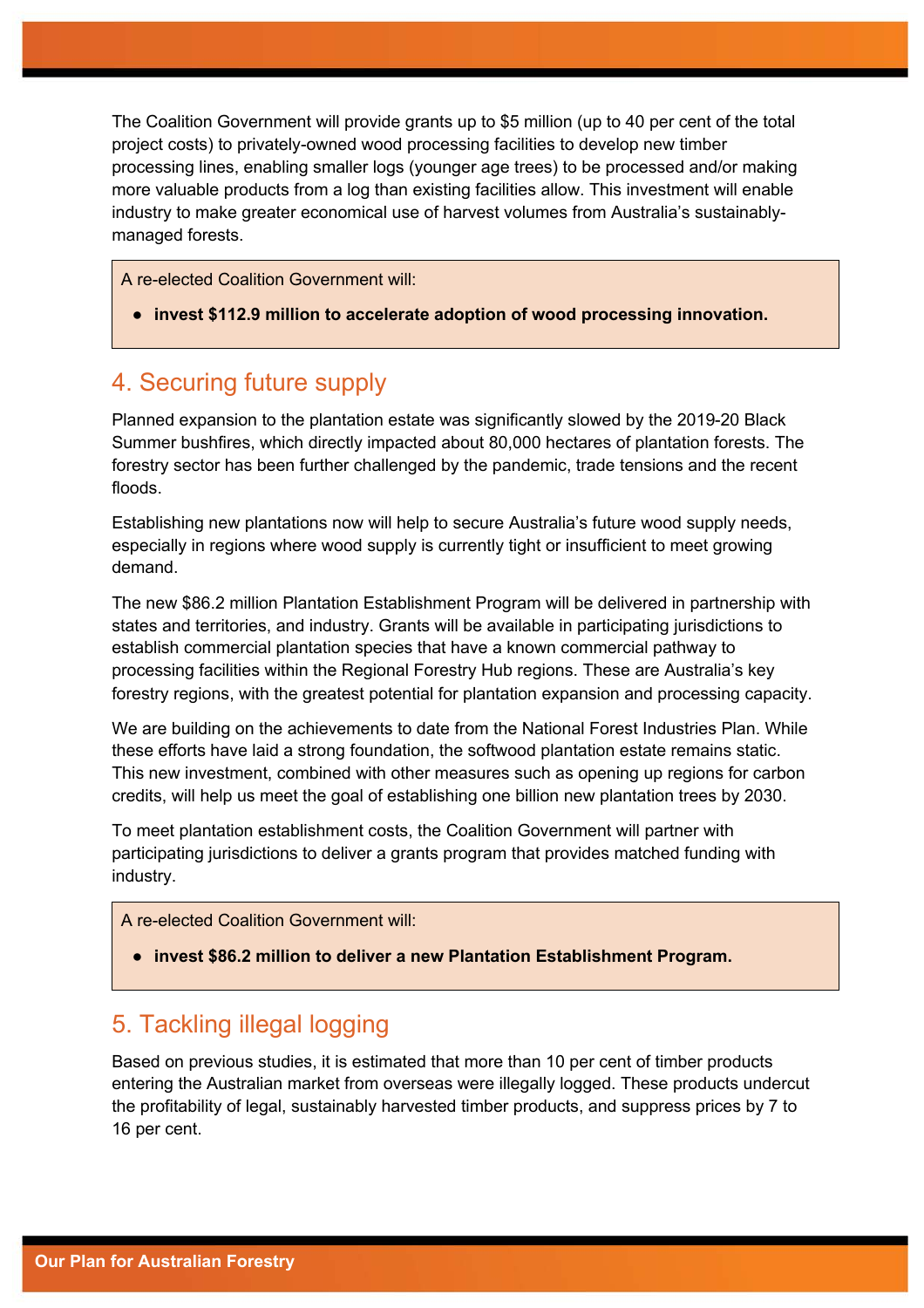The Coalition Government will provide grants up to $5 million (up to 40 per cent of the total project costs) to privately-owned wood processing facilities to develop new timber processing lines, enabling smaller logs (younger age trees) to be processed and/or making more valuable products from a log than existing facilities allow. This investment will enable industry to make greater economical use of harvest volumes from Australia's sustainably-managed forests.

> A re-elected Coalition Government will:
>
> - **invest $112.9 million to accelerate adoption of wood processing innovation.**

## 4. Securing future supply

Planned expansion to the plantation estate was significantly slowed by the 2019-20 Black Summer bushfires, which directly impacted about 80,000 hectares of plantation forests. The forestry sector has been further challenged by the pandemic, trade tensions and the recent floods.

Establishing new plantations now will help to secure Australia's future wood supply needs, especially in regions where wood supply is currently tight or insufficient to meet growing demand.

The new $86.2 million Plantation Establishment Program will be delivered in partnership with states and territories, and industry. Grants will be available in participating jurisdictions to establish commercial plantation species that have a known commercial pathway to processing facilities within the Regional Forestry Hub regions. These are Australia's key forestry regions, with the greatest potential for plantation expansion and processing capacity.

We are building on the achievements to date from the National Forest Industries Plan. While these efforts have laid a strong foundation, the softwood plantation estate remains static. This new investment, combined with other measures such as opening up regions for carbon credits, will help us meet the goal of establishing one billion new plantation trees by 2030.

To meet plantation establishment costs, the Coalition Government will partner with participating jurisdictions to deliver a grants program that provides matched funding with industry.

> A re-elected Coalition Government will:
>
> - **invest $86.2 million to deliver a new Plantation Establishment Program.**

## 5. Tackling illegal logging

Based on previous studies, it is estimated that more than 10 per cent of timber products entering the Australian market from overseas were illegally logged. These products undercut the profitability of legal, sustainably harvested timber products, and suppress prices by 7 to 16 per cent.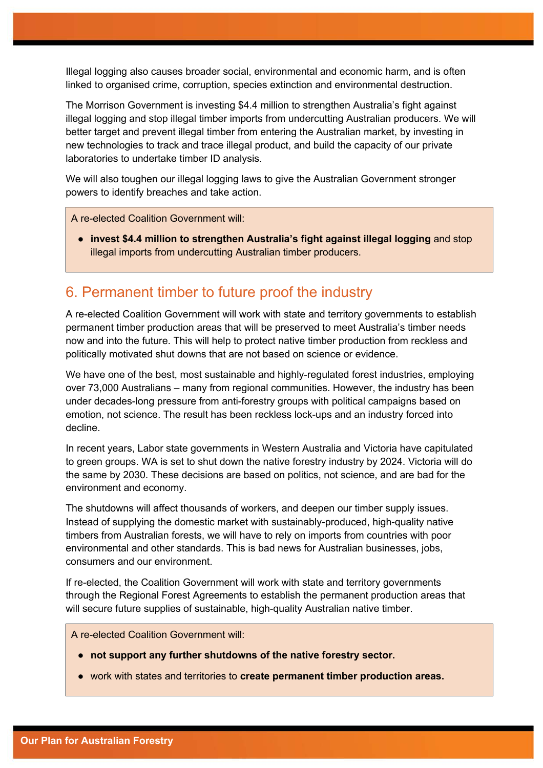Illegal logging also causes broader social, environmental and economic harm, and is often linked to organised crime, corruption, species extinction and environmental destruction.

The Morrison Government is investing $4.4 million to strengthen Australia's fight against illegal logging and stop illegal timber imports from undercutting Australian producers. We will better target and prevent illegal timber from entering the Australian market, by investing in new technologies to track and trace illegal product, and build the capacity of our private laboratories to undertake timber ID analysis.

We will also toughen our illegal logging laws to give the Australian Government stronger powers to identify breaches and take action.

> A re-elected Coalition Government will:
>
> - **invest $4.4 million to strengthen Australia's fight against illegal logging** and stop illegal imports from undercutting Australian timber producers.

## 6. Permanent timber to future proof the industry

A re-elected Coalition Government will work with state and territory governments to establish permanent timber production areas that will be preserved to meet Australia's timber needs now and into the future. This will help to protect native timber production from reckless and politically motivated shut downs that are not based on science or evidence.

We have one of the best, most sustainable and highly-regulated forest industries, employing over 73,000 Australians – many from regional communities. However, the industry has been under decades-long pressure from anti-forestry groups with political campaigns based on emotion, not science. The result has been reckless lock-ups and an industry forced into decline.

In recent years, Labor state governments in Western Australia and Victoria have capitulated to green groups. WA is set to shut down the native forestry industry by 2024. Victoria will do the same by 2030. These decisions are based on politics, not science, and are bad for the environment and economy.

The shutdowns will affect thousands of workers, and deepen our timber supply issues. Instead of supplying the domestic market with sustainably-produced, high-quality native timbers from Australian forests, we will have to rely on imports from countries with poor environmental and other standards. This is bad news for Australian businesses, jobs, consumers and our environment.

If re-elected, the Coalition Government will work with state and territory governments through the Regional Forest Agreements to establish the permanent production areas that will secure future supplies of sustainable, high-quality Australian native timber.

> A re-elected Coalition Government will:
>
> - **not support any further shutdowns of the native forestry sector.**
> - work with states and territories to **create permanent timber production areas.**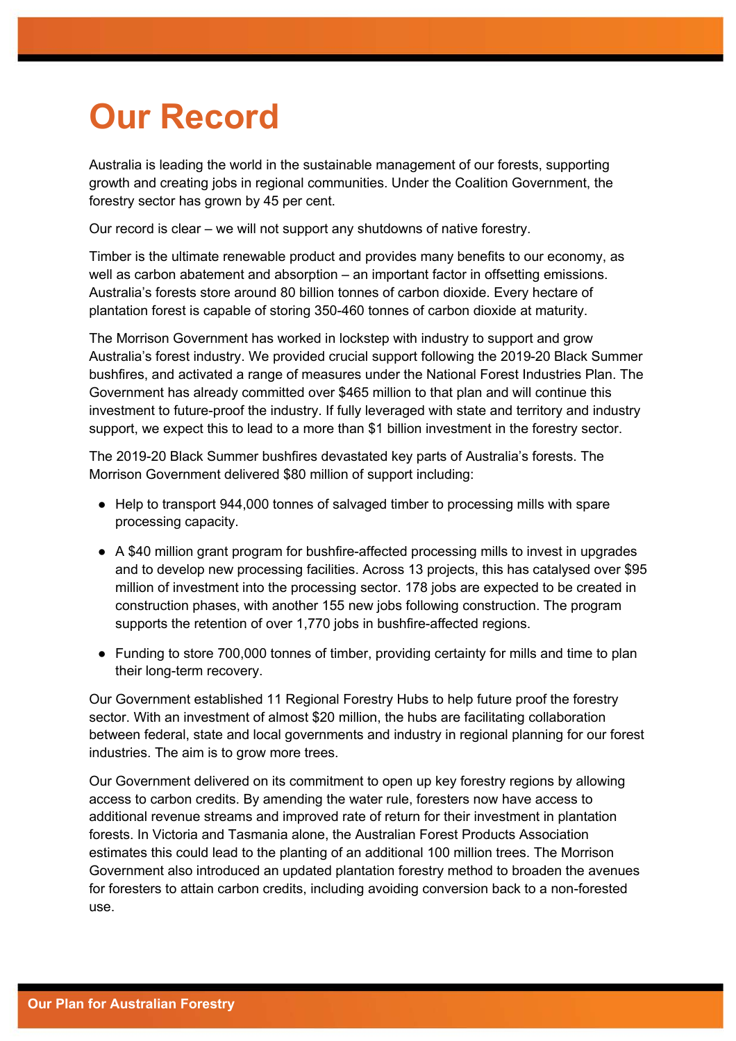# Our Record

Australia is leading the world in the sustainable management of our forests, supporting growth and creating jobs in regional communities. Under the Coalition Government, the forestry sector has grown by 45 per cent.

Our record is clear – we will not support any shutdowns of native forestry.

Timber is the ultimate renewable product and provides many benefits to our economy, as well as carbon abatement and absorption – an important factor in offsetting emissions. Australia's forests store around 80 billion tonnes of carbon dioxide. Every hectare of plantation forest is capable of storing 350-460 tonnes of carbon dioxide at maturity.

The Morrison Government has worked in lockstep with industry to support and grow Australia's forest industry. We provided crucial support following the 2019-20 Black Summer bushfires, and activated a range of measures under the National Forest Industries Plan. The Government has already committed over $465 million to that plan and will continue this investment to future-proof the industry. If fully leveraged with state and territory and industry support, we expect this to lead to a more than $1 billion investment in the forestry sector.

The 2019-20 Black Summer bushfires devastated key parts of Australia's forests. The Morrison Government delivered $80 million of support including:

- Help to transport 944,000 tonnes of salvaged timber to processing mills with spare processing capacity.
- A $40 million grant program for bushfire-affected processing mills to invest in upgrades and to develop new processing facilities. Across 13 projects, this has catalysed over $95 million of investment into the processing sector. 178 jobs are expected to be created in construction phases, with another 155 new jobs following construction. The program supports the retention of over 1,770 jobs in bushfire-affected regions.
- Funding to store 700,000 tonnes of timber, providing certainty for mills and time to plan their long-term recovery.

Our Government established 11 Regional Forestry Hubs to help future proof the forestry sector. With an investment of almost $20 million, the hubs are facilitating collaboration between federal, state and local governments and industry in regional planning for our forest industries. The aim is to grow more trees.

Our Government delivered on its commitment to open up key forestry regions by allowing access to carbon credits. By amending the water rule, foresters now have access to additional revenue streams and improved rate of return for their investment in plantation forests. In Victoria and Tasmania alone, the Australian Forest Products Association estimates this could lead to the planting of an additional 100 million trees. The Morrison Government also introduced an updated plantation forestry method to broaden the avenues for foresters to attain carbon credits, including avoiding conversion back to a non-forested use.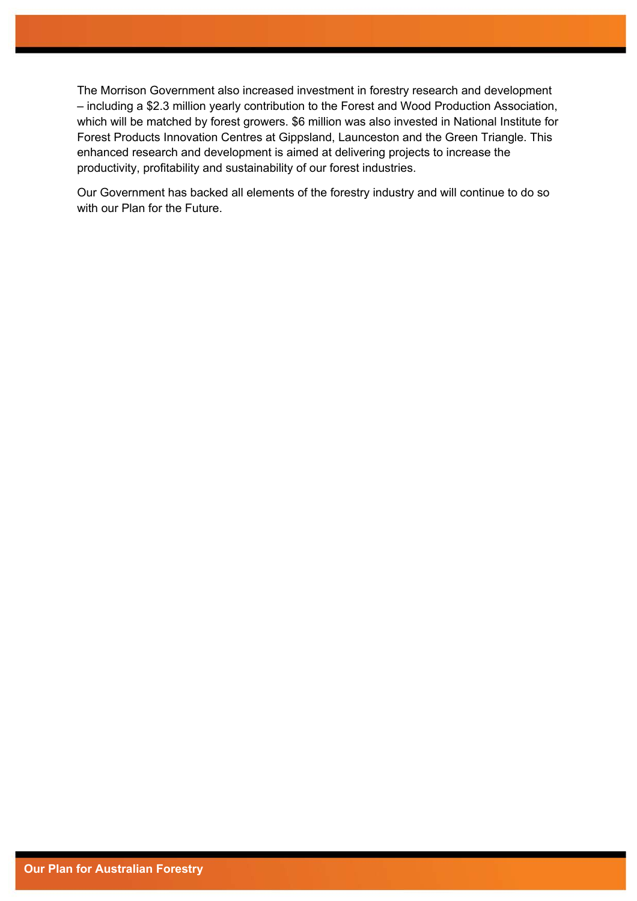The Morrison Government also increased investment in forestry research and development – including a $2.3 million yearly contribution to the Forest and Wood Production Association, which will be matched by forest growers. $6 million was also invested in National Institute for Forest Products Innovation Centres at Gippsland, Launceston and the Green Triangle. This enhanced research and development is aimed at delivering projects to increase the productivity, profitability and sustainability of our forest industries.

Our Government has backed all elements of the forestry industry and will continue to do so with our Plan for the Future.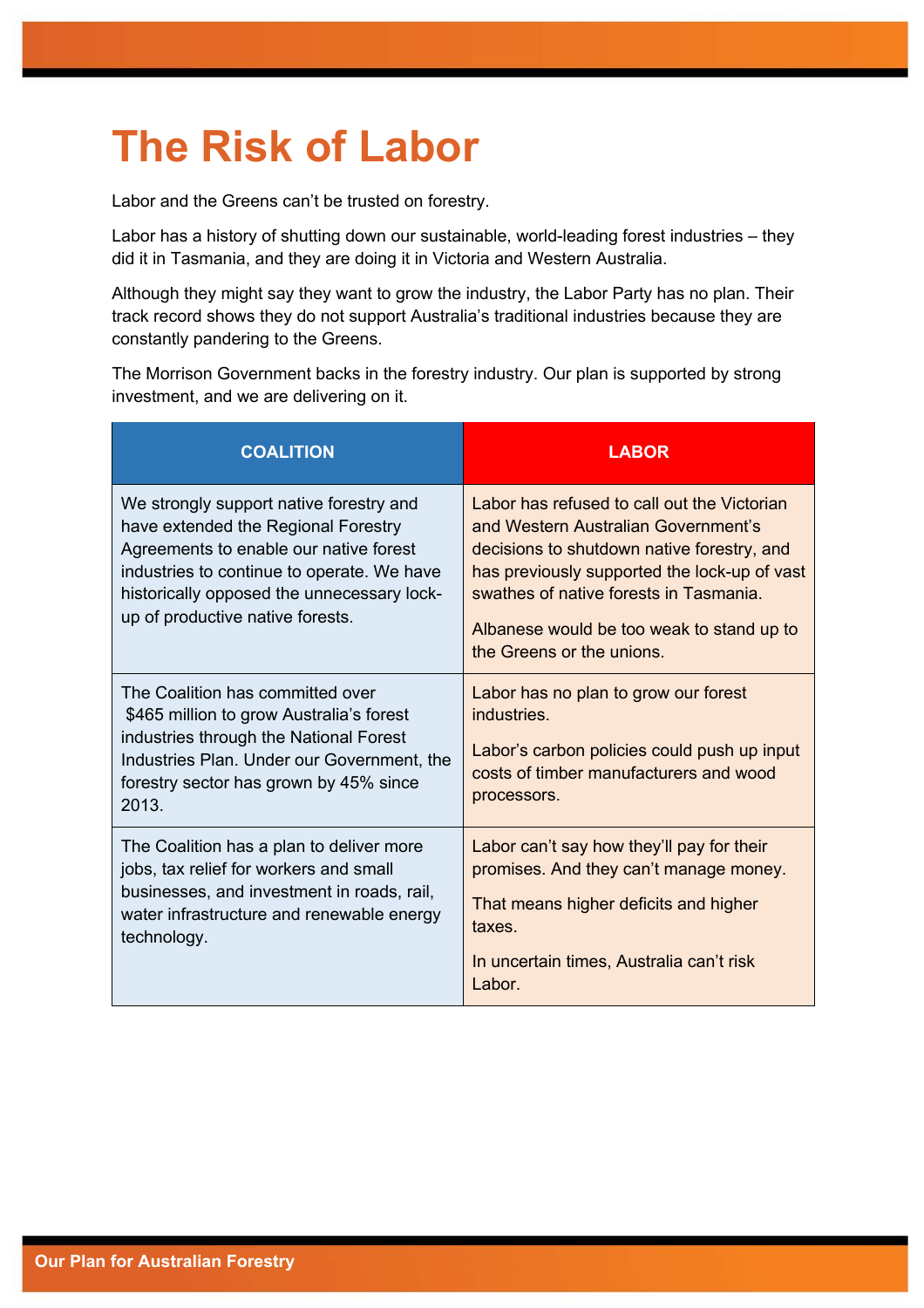# The Risk of Labor

Labor and the Greens can't be trusted on forestry.

Labor has a history of shutting down our sustainable, world-leading forest industries – they did it in Tasmania, and they are doing it in Victoria and Western Australia.

Although they might say they want to grow the industry, the Labor Party has no plan. Their track record shows they do not support Australia's traditional industries because they are constantly pandering to the Greens.

The Morrison Government backs in the forestry industry. Our plan is supported by strong investment, and we are delivering on it.

| COALITION | LABOR |
|---|---|
| We strongly support native forestry and have extended the Regional Forestry Agreements to enable our native forest industries to continue to operate. We have historically opposed the unnecessary lock-up of productive native forests. | Labor has refused to call out the Victorian and Western Australian Government's decisions to shutdown native forestry, and has previously supported the lock-up of vast swathes of native forests in Tasmania.<br><br>Albanese would be too weak to stand up to the Greens or the unions. |
| The Coalition has committed over $465 million to grow Australia's forest industries through the National Forest Industries Plan. Under our Government, the forestry sector has grown by 45% since 2013. | Labor has no plan to grow our forest industries.<br><br>Labor's carbon policies could push up input costs of timber manufacturers and wood processors. |
| The Coalition has a plan to deliver more jobs, tax relief for workers and small businesses, and investment in roads, rail, water infrastructure and renewable energy technology. | Labor can't say how they'll pay for their promises. And they can't manage money.<br><br>That means higher deficits and higher taxes.<br><br>In uncertain times, Australia can't risk Labor. |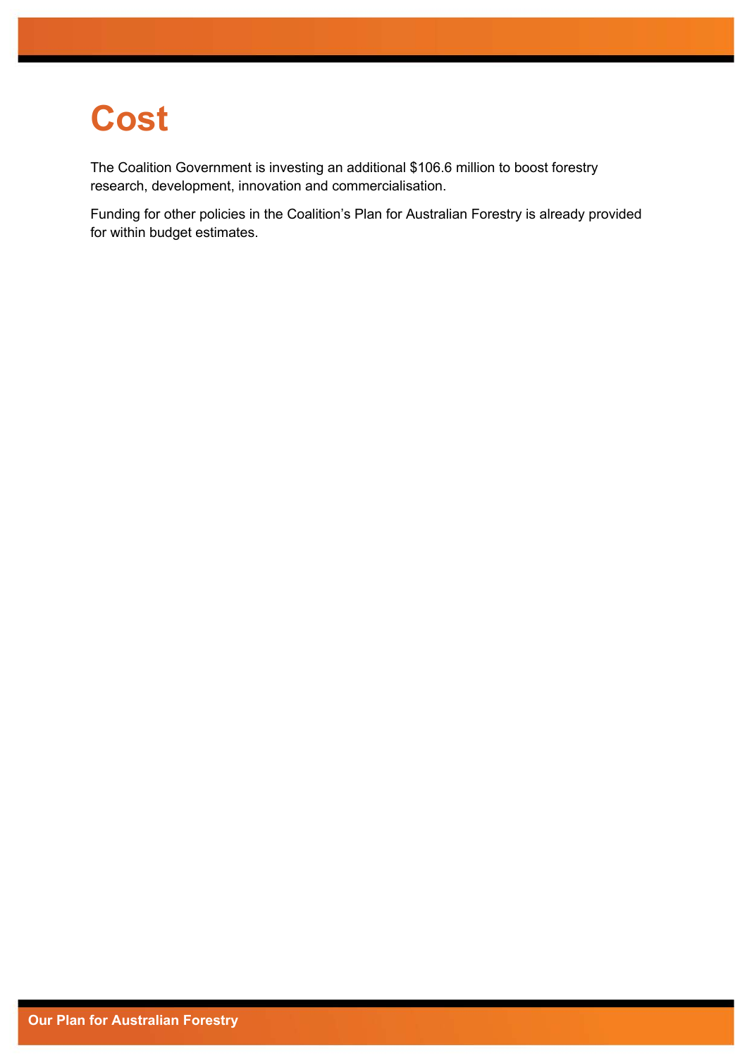# Cost

The Coalition Government is investing an additional $106.6 million to boost forestry research, development, innovation and commercialisation.

Funding for other policies in the Coalition's Plan for Australian Forestry is already provided for within budget estimates.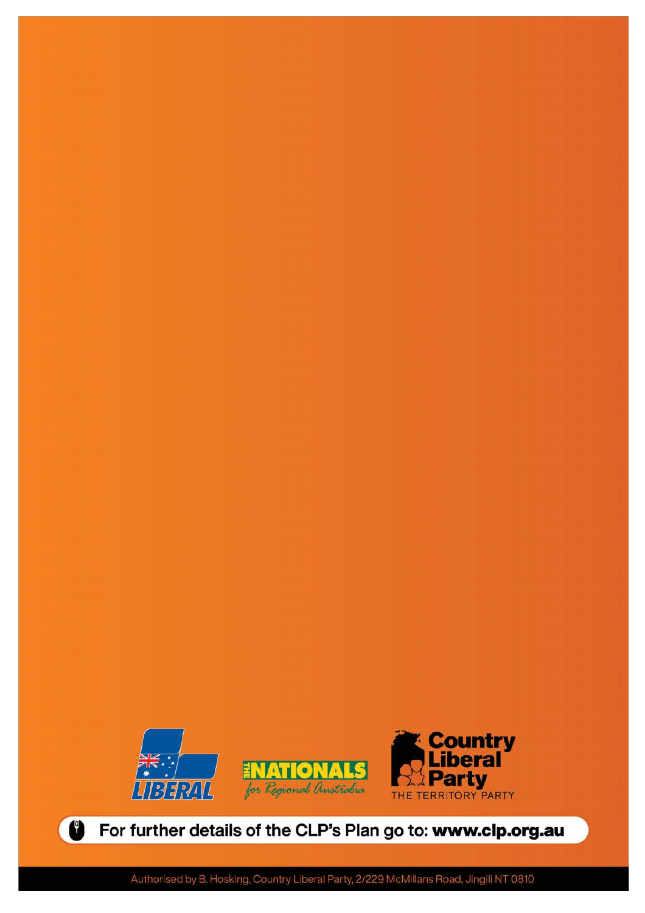For further details of the CLP's Plan go to: **www.clp.org.au**

Authorised by B. Hosking, Country Liberal Party, 2/229 McMillans Road, Jingili NT 0810